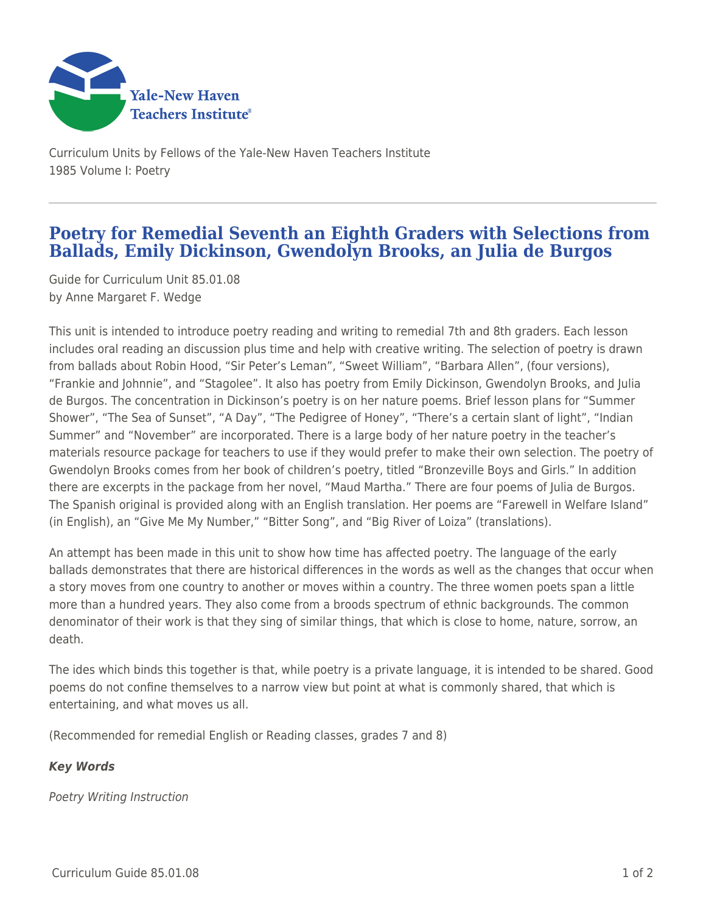Yale-New Haven Teachers Institute

Curriculum Units by Fellows of the Yale-New Haven Teachers Institute
1985 Volume I: Poetry

# Poetry for Remedial Seventh an Eighth Graders with Selections from Ballads, Emily Dickinson, Gwendolyn Brooks, an Julia de Burgos

Guide for Curriculum Unit 85.01.08
by Anne Margaret F. Wedge

This unit is intended to introduce poetry reading and writing to remedial 7th and 8th graders. Each lesson includes oral reading an discussion plus time and help with creative writing. The selection of poetry is drawn from ballads about Robin Hood, "Sir Peter's Leman", "Sweet William", "Barbara Allen", (four versions), "Frankie and Johnnie", and "Stagolee". It also has poetry from Emily Dickinson, Gwendolyn Brooks, and Julia de Burgos. The concentration in Dickinson's poetry is on her nature poems. Brief lesson plans for "Summer Shower", "The Sea of Sunset", "A Day", "The Pedigree of Honey", "There's a certain slant of light", "Indian Summer" and "November" are incorporated. There is a large body of her nature poetry in the teacher's materials resource package for teachers to use if they would prefer to make their own selection. The poetry of Gwendolyn Brooks comes from her book of children's poetry, titled "Bronzeville Boys and Girls." In addition there are excerpts in the package from her novel, "Maud Martha." There are four poems of Julia de Burgos. The Spanish original is provided along with an English translation. Her poems are "Farewell in Welfare Island" (in English), an "Give Me My Number," "Bitter Song", and "Big River of Loiza" (translations).

An attempt has been made in this unit to show how time has affected poetry. The language of the early ballads demonstrates that there are historical differences in the words as well as the changes that occur when a story moves from one country to another or moves within a country. The three women poets span a little more than a hundred years. They also come from a broods spectrum of ethnic backgrounds. The common denominator of their work is that they sing of similar things, that which is close to home, nature, sorrow, an death.

The ides which binds this together is that, while poetry is a private language, it is intended to be shared. Good poems do not confine themselves to a narrow view but point at what is commonly shared, that which is entertaining, and what moves us all.

(Recommended for remedial English or Reading classes, grades 7 and 8)

***Key Words***

*Poetry Writing Instruction*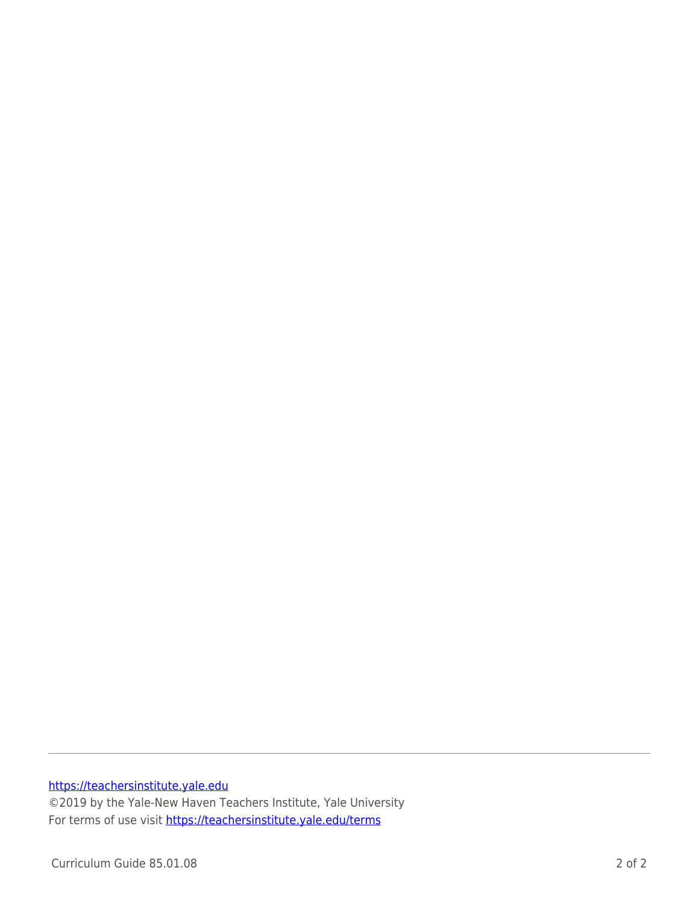https://teachersinstitute.yale.edu
©2019 by the Yale-New Haven Teachers Institute, Yale University
For terms of use visit https://teachersinstitute.yale.edu/terms